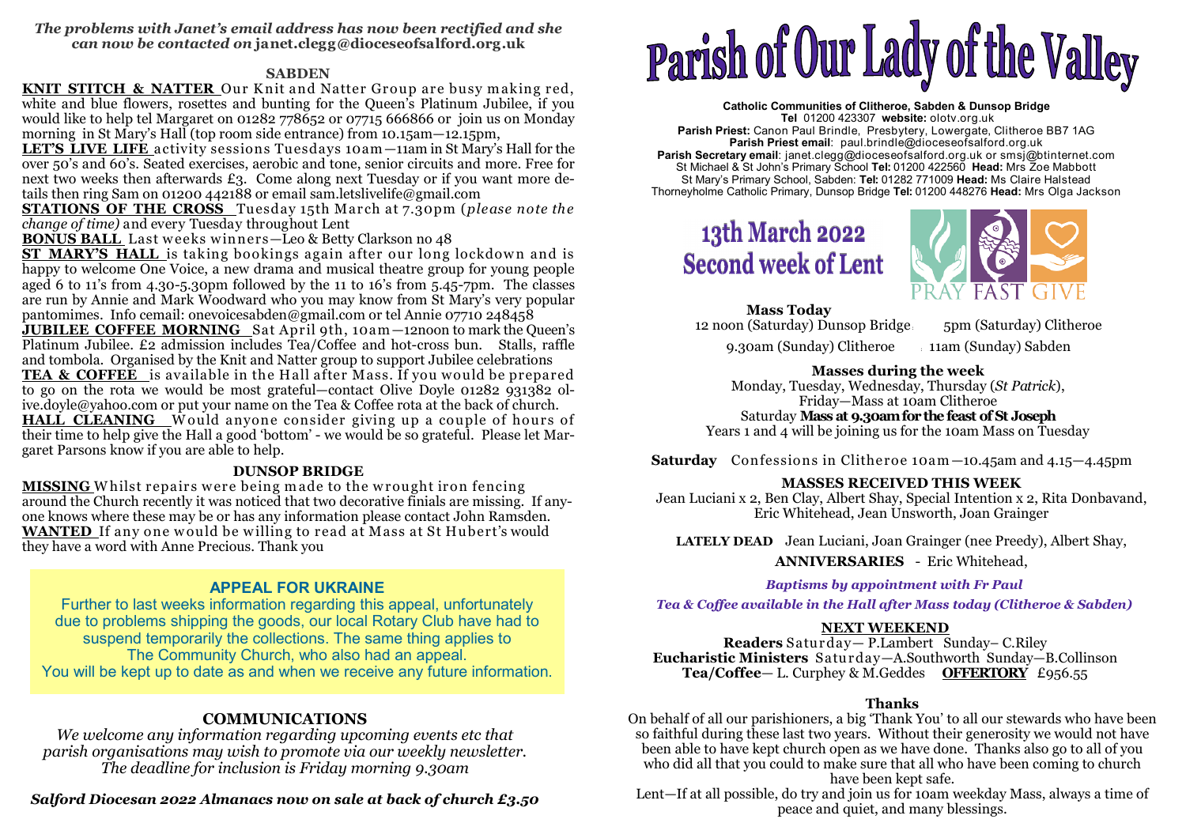*The problems with Janet's email address has now been rectified and she can now be contacted on* **janet.clegg@dioceseofsalford.org.uk**

## SABDEN

**KNIT STITCH & NATTER** Our Knit and Natter Group are busy making red, white and blue flowers, rosettes and bunting for the Queen's Platinum Jubilee, if you would like to help tel Margaret on 01282 778652 or 07715 666866 or join us on Monday morning in St Mary's Hall (top room side entrance) from 10.15am—12.15pm,

**LET'S LIVE LIFE** activity sessions Tuesdays 10am—11am in St Mary's Hall for the over 50's and 60's. Seated exercises, aerobic and tone, senior circuits and more. Free for next two weeks then afterwards £3. Come along next Tuesday or if you want more details then ring Sam on 01200 442188 or email sam.letslivelife@gmail.com

**STATIONS OF THE CROSS** Tuesday 15th March at 7.30pm (*please note the change of time)* and every Tuesday throughout Lent

**BONUS BALL** Last weeks winners—Leo & Betty Clarkson no 48

**ST MARY'S HALL** is taking bookings again after our long lockdown and is happy to welcome One Voice, a new drama and musical theatre group for young people aged 6 to 11's from 4.30-5.30pm followed by the 11 to 16's from 5.45-7pm. The classes are run by Annie and Mark Woodward who you may know from St Mary's very popular pantomimes. Info cemail: onevoicesabden@gmail.com or tel Annie 07710 248458

**JUBILEE COFFEE MORNING** Sat April 9th, 10am—12noon to mark the Queen's Platinum Jubilee. £2 admission includes Tea/Coffee and hot-cross bun. Stalls, raffle and tombola. Organised by the Knit and Natter group to support Jubilee celebrations

**TEA & COFFEE** is available in the Hall after Mass. If you would be prepared to go on the rota we would be most grateful—contact Olive Doyle 01282 931382 olive.doyle@yahoo.com or put your name on the Tea & Coffee rota at the back of church.

**HALL CLEANING** Would anyone consider giving up a couple of hours of their time to help give the Hall a good 'bottom' - we would be so grateful. Please let Margaret Parsons know if you are able to help.

## DUNSOP BRIDGE

**MISSING** Whilst repairs were being made to the wrought iron fencing around the Church recently it was noticed that two decorative finials are missing. If anyone knows where these may be or has any information please contact John Ramsden.

**WANTED** If any one would be willing to read at Mass at St Hubert's would they have a word with Anne Precious. Thank you

### APPEAL FOR UKRAINE

Further to last weeks information regarding this appeal, unfortunately due to problems shipping the goods, our local Rotary Club have had to suspend temporarily the collections. The same thing applies to The Community Church, who also had an appeal.
You will be kept up to date as and when we receive any future information.

## COMMUNICATIONS

*We welcome any information regarding upcoming events etc that parish organisations may wish to promote via our weekly newsletter. The deadline for inclusion is Friday morning 9.30am*

***Salford Diocesan 2022 Almanacs now on sale at back of church £3.50***

# Parish of Our Lady of the Valley

**Catholic Communities of Clitheroe, Sabden & Dunsop Bridge**
**Tel** 01200 423307 **website:** olotv.org.uk
**Parish Priest:** Canon Paul Brindle, Presbytery, Lowergate, Clitheroe BB7 1AG
**Parish Priest email**: paul.brindle@dioceseofsalford.org.uk
**Parish Secretary email**: janet.clegg@dioceseofsalford.org.uk or smsj@btinternet.com
St Michael & St John's Primary School **Tel:** 01200 422560 **Head:** Mrs Zoe Mabbott
St Mary's Primary School, Sabden: **Tel:** 01282 771009 **Head:** Ms Claire Halstead
Thorneyholme Catholic Primary, Dunsop Bridge **Tel:** 01200 448276 **Head:** Mrs Olga Jackson

## 13th March 2022
## Second week of Lent

PRAY FAST GIVE

**Mass Today**
12 noon (Saturday) Dunsop Bridge 5pm (Saturday) Clitheroe
9.30am (Sunday) Clitheroe 11am (Sunday) Sabden

**Masses during the week**
Monday, Tuesday, Wednesday, Thursday (*St Patrick*),
Friday—Mass at 10am Clitheroe
Saturday **Mass at 9.30am for the feast of St Joseph**
Years 1 and 4 will be joining us for the 10am Mass on Tuesday

**Saturday** Confessions in Clitheroe 10am—10.45am and 4.15—4.45pm

**MASSES RECEIVED THIS WEEK**
Jean Luciani x 2, Ben Clay, Albert Shay, Special Intention x 2, Rita Donbavand, Eric Whitehead, Jean Unsworth, Joan Grainger

**LATELY DEAD** Jean Luciani, Joan Grainger (nee Preedy), Albert Shay,
**ANNIVERSARIES** - Eric Whitehead,

***Baptisms by appointment with Fr Paul***

***Tea & Coffee available in the Hall after Mass today (Clitheroe & Sabden)***

**NEXT WEEKEND**
**Readers** Saturday— P.Lambert Sunday– C.Riley
**Eucharistic Ministers** Saturday—A.Southworth Sunday—B.Collinson
**Tea/Coffee**— L. Curphey & M.Geddes **OFFERTORY** £956.55

**Thanks**
On behalf of all our parishioners, a big 'Thank You' to all our stewards who have been so faithful during these last two years. Without their generosity we would not have been able to have kept church open as we have done. Thanks also go to all of you who did all that you could to make sure that all who have been coming to church have been kept safe.
Lent—If at all possible, do try and join us for 10am weekday Mass, always a time of peace and quiet, and many blessings.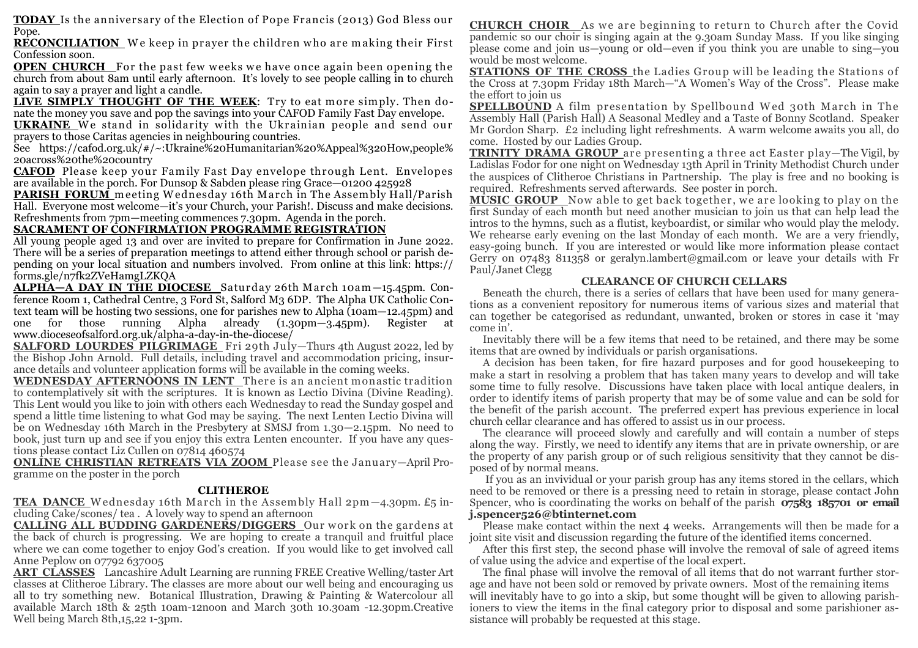**TODAY** Is the anniversary of the Election of Pope Francis (2013) God Bless our Pope.

**RECONCILIATION** We keep in prayer the children who are making their First Confession soon.

**OPEN CHURCH** For the past few weeks we have once again been opening the church from about 8am until early afternoon. It's lovely to see people calling in to church again to say a prayer and light a candle.

**LIVE SIMPLY THOUGHT OF THE WEEK**: Try to eat more simply. Then donate the money you save and pop the savings into your CAFOD Family Fast Day envelope.

**UKRAINE** We stand in solidarity with the Ukrainian people and send our prayers to those Caritas agencies in neighbouring countries.

See https://cafod.org.uk/#/~:Ukraine%20Humanitarian%20Appeal%320How,people%20across%20the%20country

**CAFOD** Please keep your Family Fast Day envelope through Lent. Envelopes are available in the porch. For Dunsop & Sabden please ring Grace—01200 425928

**PARISH FORUM** meeting Wednesday 16th March in The Assembly Hall/Parish Hall. Everyone most welcome—it's your Church, your Parish!. Discuss and make decisions. Refreshments from 7pm—meeting commences 7.30pm. Agenda in the porch.

**SACRAMENT OF CONFIRMATION PROGRAMME REGISTRATION**

All young people aged 13 and over are invited to prepare for Confirmation in June 2022. There will be a series of preparation meetings to attend either through school or parish depending on your local situation and numbers involved. From online at this link: https://forms.gle/n7fk2ZVeHamgLZKQA

**ALPHA—A DAY IN THE DIOCESE** Saturday 26th March 10am—15.45pm. Conference Room 1, Cathedral Centre, 3 Ford St, Salford M3 6DP. The Alpha UK Catholic Context team will be hosting two sessions, one for parishes new to Alpha (10am—12.45pm) and one for those running Alpha already (1.30pm—3.45pm). Register at www.dioceseofsalford.org.uk/alpha-a-day-in-the-diocese/

**SALFORD LOURDES PILGRIMAGE** Fri 29th July—Thurs 4th August 2022, led by the Bishop John Arnold. Full details, including travel and accommodation pricing, insurance details and volunteer application forms will be available in the coming weeks.

**WEDNESDAY AFTERNOONS IN LENT** There is an ancient monastic tradition to contemplatively sit with the scriptures. It is known as Lectio Divina (Divine Reading). This Lent would you like to join with others each Wednesday to read the Sunday gospel and spend a little time listening to what God may be saying. The next Lenten Lectio Divina will be on Wednesday 16th March in the Presbytery at SMSJ from 1.30—2.15pm. No need to book, just turn up and see if you enjoy this extra Lenten encounter. If you have any questions please contact Liz Cullen on 07814 460574

**ONLINE CHRISTIAN RETREATS VIA ZOOM** Please see the January—April Programme on the poster in the porch

## CLITHEROE

**TEA DANCE** Wednesday 16th March in the Assembly Hall 2pm—4.30pm. £5 including Cake/scones/ tea . A lovely way to spend an afternoon

**CALLING ALL BUDDING GARDENERS/DIGGERS** Our work on the gardens at the back of church is progressing. We are hoping to create a tranquil and fruitful place where we can come together to enjoy God's creation. If you would like to get involved call Anne Peplow on 07792 637005

**ART CLASSES** Lancashire Adult Learning are running FREE Creative Welling/taster Art classes at Clitheroe Library. The classes are more about our well being and encouraging us all to try something new. Botanical Illustration, Drawing & Painting & Watercolour all available March 18th & 25th 10am-12noon and March 30th 10.30am -12.30pm.Creative Well being March 8th,15,22 1-3pm.

**CHURCH CHOIR** As we are beginning to return to Church after the Covid pandemic so our choir is singing again at the 9.30am Sunday Mass. If you like singing please come and join us—young or old—even if you think you are unable to sing—you would be most welcome.

**STATIONS OF THE CROSS** the Ladies Group will be leading the Stations of the Cross at 7.30pm Friday 18th March—"A Women's Way of the Cross". Please make the effort to join us

**SPELLBOUND** A film presentation by Spellbound Wed 30th March in The Assembly Hall (Parish Hall) A Seasonal Medley and a Taste of Bonny Scotland. Speaker Mr Gordon Sharp. £2 including light refreshments. A warm welcome awaits you all, do come. Hosted by our Ladies Group.

**TRINITY DRAMA GROUP** are presenting a three act Easter play—The Vigil, by Ladislas Fodor for one night on Wednesday 13th April in Trinity Methodist Church under the auspices of Clitheroe Christians in Partnership. The play is free and no booking is required. Refreshments served afterwards. See poster in porch.

**MUSIC GROUP** Now able to get back together, we are looking to play on the first Sunday of each month but need another musician to join us that can help lead the intros to the hymns, such as a flutist, keyboardist, or similar who would play the melody. We rehearse early evening on the last Monday of each month. We are a very friendly, easy-going bunch. If you are interested or would like more information please contact Gerry on 07483 811358 or geralyn.lambert@gmail.com or leave your details with Fr Paul/Janet Clegg

## CLEARANCE OF CHURCH CELLARS

Beneath the church, there is a series of cellars that have been used for many generations as a convenient repository for numerous items of various sizes and material that can together be categorised as redundant, unwanted, broken or stores in case it 'may come in'.

Inevitably there will be a few items that need to be retained, and there may be some items that are owned by individuals or parish organisations.

A decision has been taken, for fire hazard purposes and for good housekeeping to make a start in resolving a problem that has taken many years to develop and will take some time to fully resolve. Discussions have taken place with local antique dealers, in order to identify items of parish property that may be of some value and can be sold for the benefit of the parish account. The preferred expert has previous experience in local church cellar clearance and has offered to assist us in our process.

The clearance will proceed slowly and carefully and will contain a number of steps along the way. Firstly, we need to identify any items that are in private ownership, or are the property of any parish group or of such religious sensitivity that they cannot be disposed of by normal means.

If you as an invividual or your parish group has any items stored in the cellars, which need to be removed or there is a pressing need to retain in storage, please contact John Spencer, who is coordinating the works on behalf of the parish **07583 185701 or email j.spencer526@btinternet.com**

Please make contact within the next 4 weeks. Arrangements will then be made for a joint site visit and discussion regarding the future of the identified items concerned.

After this first step, the second phase will involve the removal of sale of agreed items of value using the advice and expertise of the local expert.

The final phase will involve the removal of all items that do not warrant further storage and have not been sold or removed by private owners. Most of the remaining items will inevitably have to go into a skip, but some thought will be given to allowing parishioners to view the items in the final category prior to disposal and some parishioner assistance will probably be requested at this stage.